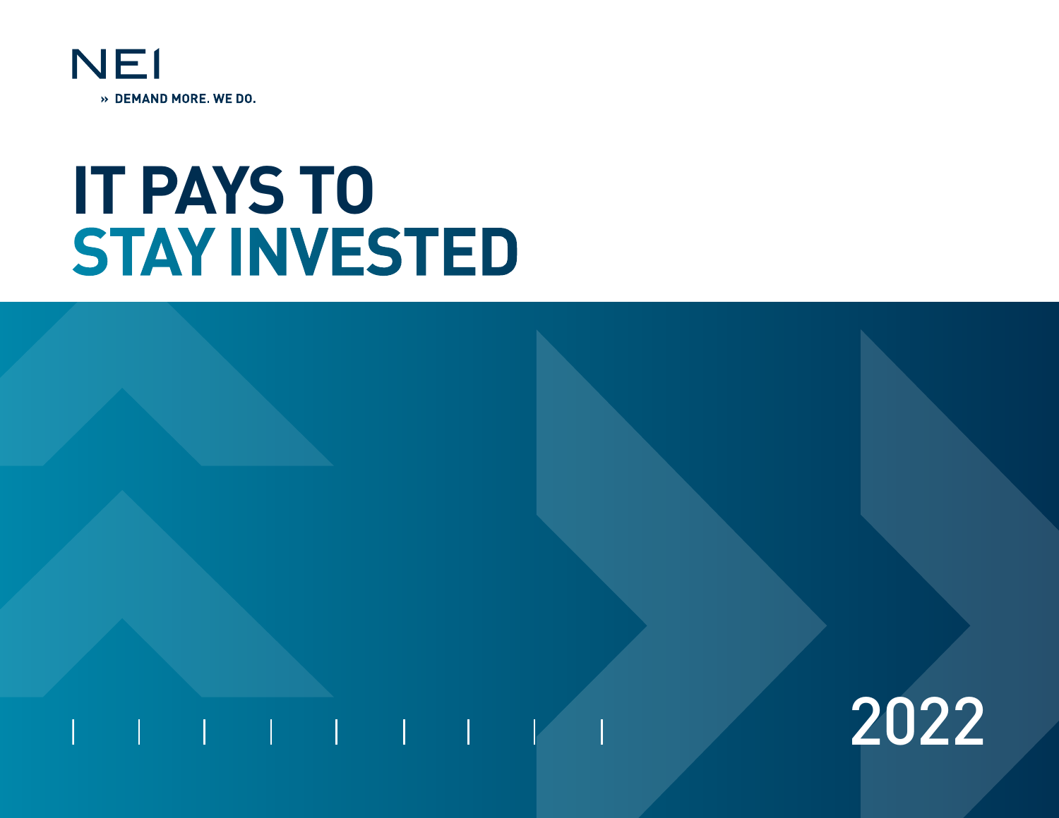NEI

» DEMAND MORE. WE DO.

# IT PAYS TO STAY INVESTED

2022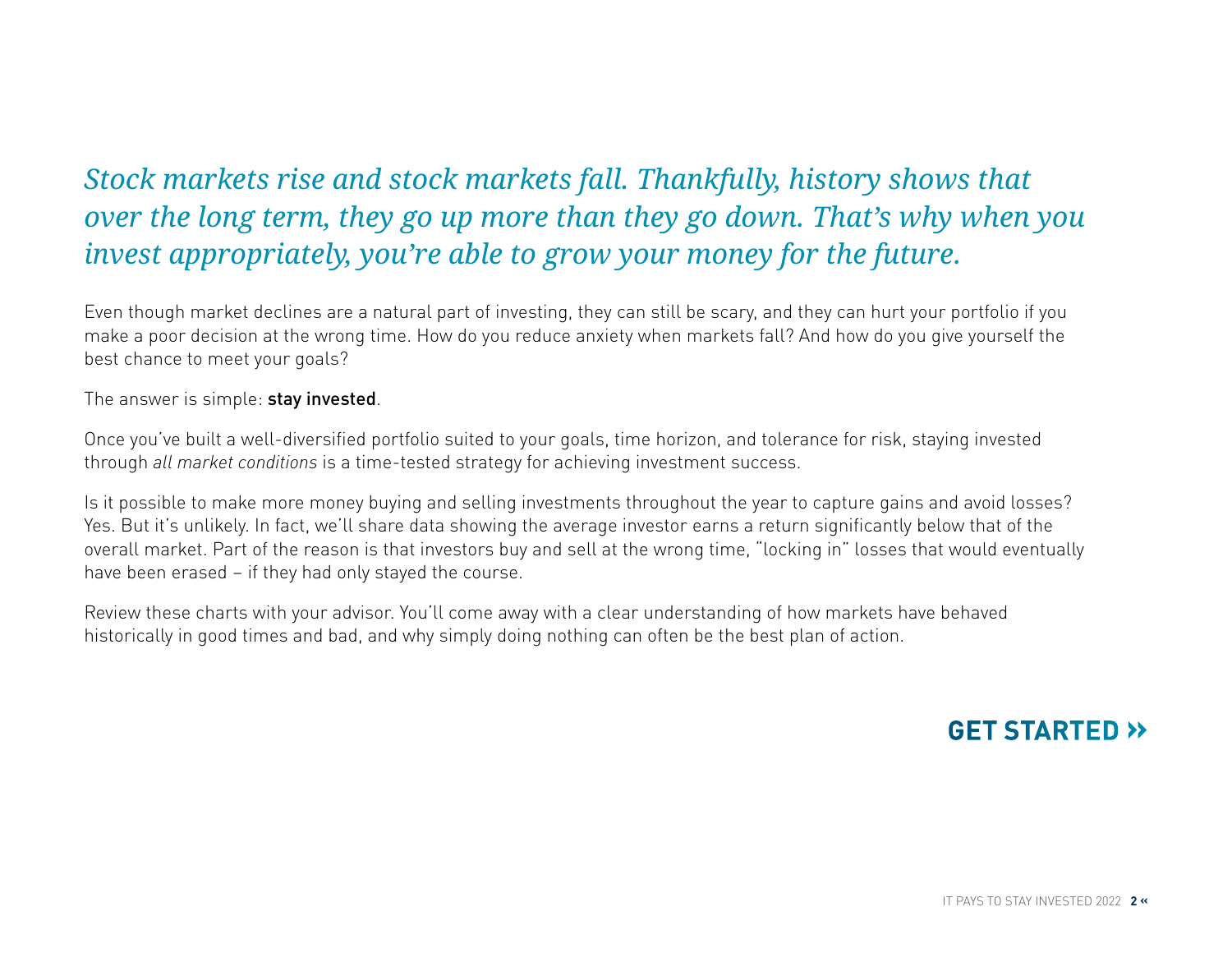*Stock markets rise and stock markets fall. Thankfully, history shows that over the long term, they go up more than they go down. That’s why when you invest appropriately, you’re able to grow your money for the future.*

Even though market declines are a natural part of investing, they can still be scary, and they can hurt your portfolio if you make a poor decision at the wrong time. How do you reduce anxiety when markets fall? And how do you give yourself the best chance to meet your goals?

The answer is simple: **stay invested**.

Once you’ve built a well-diversified portfolio suited to your goals, time horizon, and tolerance for risk, staying invested through *all market conditions* is a time-tested strategy for achieving investment success.

Is it possible to make more money buying and selling investments throughout the year to capture gains and avoid losses? Yes. But it’s unlikely. In fact, we’ll share data showing the average investor earns a return significantly below that of the overall market. Part of the reason is that investors buy and sell at the wrong time, “locking in” losses that would eventually have been erased – if they had only stayed the course.

Review these charts with your advisor. You’ll come away with a clear understanding of how markets have behaved historically in good times and bad, and why simply doing nothing can often be the best plan of action.

**GET STARTED »**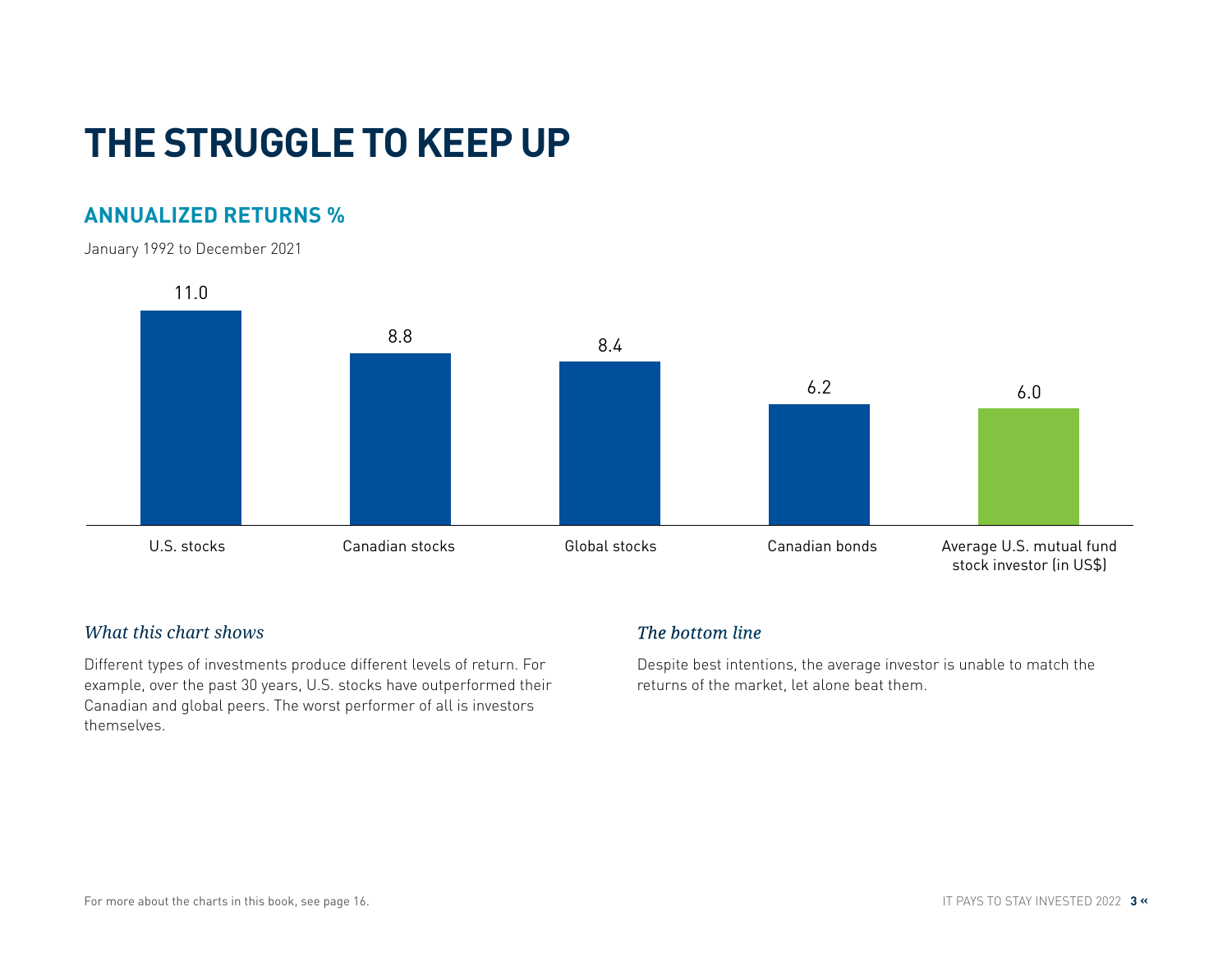# THE STRUGGLE TO KEEP UP

## ANNUALIZED RETURNS %

January 1992 to December 2021

| Investment | Annualized return % |
| --- | --- |
| U.S. stocks | 11.0 |
| Canadian stocks | 8.8 |
| Global stocks | 8.4 |
| Canadian bonds | 6.2 |
| Average U.S. mutual fund stock investor (in US$) | 6.0 |

### *What this chart shows*

Different types of investments produce different levels of return. For example, over the past 30 years, U.S. stocks have outperformed their Canadian and global peers. The worst performer of all is investors themselves.

### *The bottom line*

Despite best intentions, the average investor is unable to match the returns of the market, let alone beat them.

For more about the charts in this book, see page 16.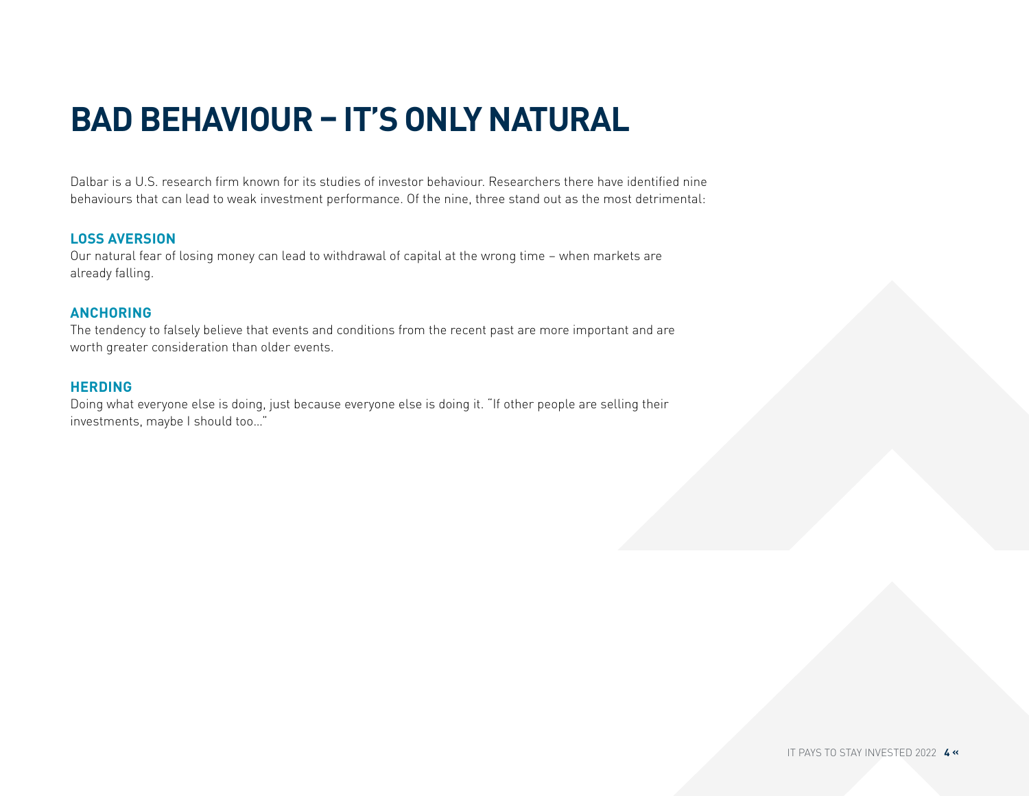# BAD BEHAVIOUR – IT'S ONLY NATURAL

Dalbar is a U.S. research firm known for its studies of investor behaviour. Researchers there have identified nine behaviours that can lead to weak investment performance. Of the nine, three stand out as the most detrimental:

### LOSS AVERSION

Our natural fear of losing money can lead to withdrawal of capital at the wrong time – when markets are already falling.

### ANCHORING

The tendency to falsely believe that events and conditions from the recent past are more important and are worth greater consideration than older events.

### HERDING

Doing what everyone else is doing, just because everyone else is doing it. "If other people are selling their investments, maybe I should too…"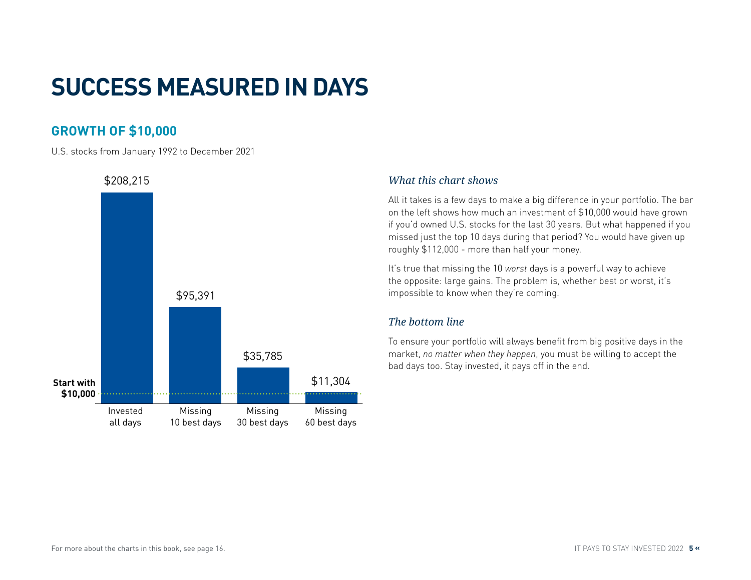# SUCCESS MEASURED IN DAYS

## GROWTH OF $10,000

U.S. stocks from January 1992 to December 2021

| | Invested all days | Missing 10 best days | Missing 30 best days | Missing 60 best days |
|---|---|---|---|---|
| Start with $10,000 | $208,215 | $95,391 | $35,785 | $11,304 |

### *What this chart shows*

All it takes is a few days to make a big difference in your portfolio. The bar on the left shows how much an investment of $10,000 would have grown if you'd owned U.S. stocks for the last 30 years. But what happened if you missed just the top 10 days during that period? You would have given up roughly $112,000 - more than half your money.

It's true that missing the 10 *worst* days is a powerful way to achieve the opposite: large gains. The problem is, whether best or worst, it's impossible to know when they're coming.

### *The bottom line*

To ensure your portfolio will always benefit from big positive days in the market, *no matter when they happen*, you must be willing to accept the bad days too. Stay invested, it pays off in the end.

For more about the charts in this book, see page 16.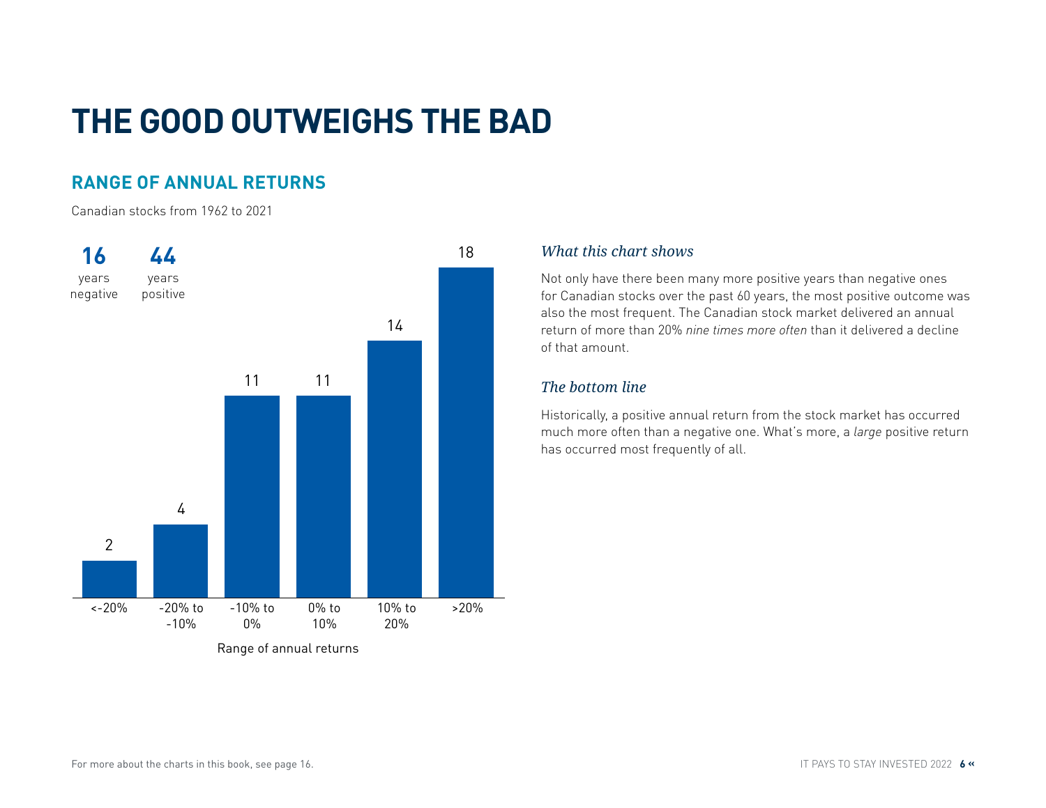# THE GOOD OUTWEIGHS THE BAD

## RANGE OF ANNUAL RETURNS

Canadian stocks from 1962 to 2021

**16** years negative

**44** years positive

| Range of annual returns | Number of years |
|---|---|
| <-20% | 2 |
| -20% to -10% | 4 |
| -10% to 0% | 11 |
| 0% to 10% | 11 |
| 10% to 20% | 14 |
| >20% | 18 |

### *What this chart shows*

Not only have there been many more positive years than negative ones for Canadian stocks over the past 60 years, the most positive outcome was also the most frequent. The Canadian stock market delivered an annual return of more than 20% *nine times more often* than it delivered a decline of that amount.

### *The bottom line*

Historically, a positive annual return from the stock market has occurred much more often than a negative one. What's more, a *large* positive return has occurred most frequently of all.

For more about the charts in this book, see page 16.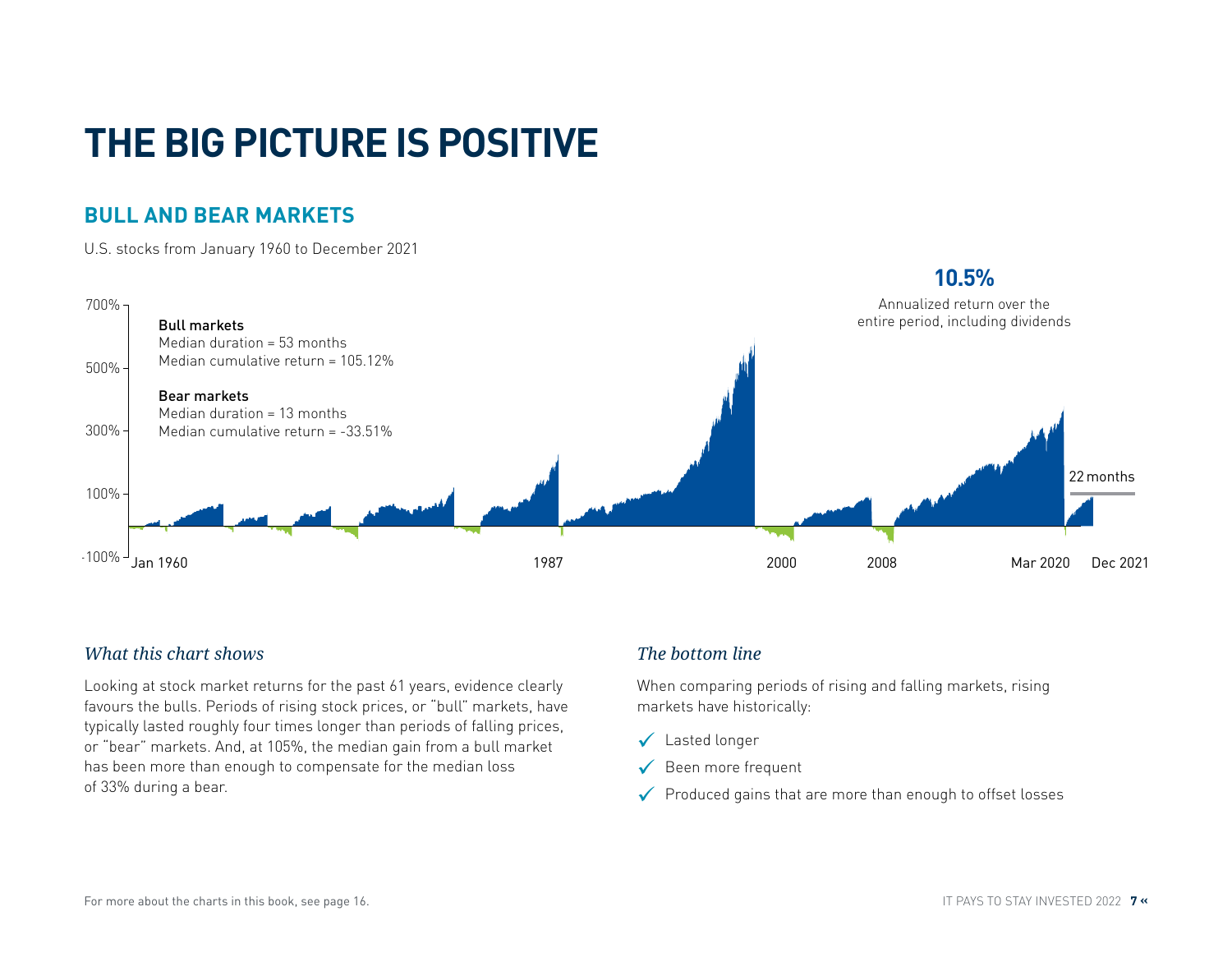# THE BIG PICTURE IS POSITIVE

## BULL AND BEAR MARKETS

U.S. stocks from January 1960 to December 2021

**10.5%**

Annualized return over the entire period, including dividends

**Bull markets**
Median duration = 53 months
Median cumulative return = 105.12%

**Bearmarkets**
Median duration = 13 months
Median cumulative return = -33.51%

700%
500%
300%
100%
-100%

Jan 1960 · 1987 · 2000 · 2008 · Mar 2020 · Dec 2021

22 months

### *What this chart shows*

Looking at stock market returns for the past 61 years, evidence clearly favours the bulls. Periods of rising stock prices, or "bull" markets, have typically lasted roughly four times longer than periods of falling prices, or "bear" markets. And, at 105%, the median gain from a bull market has been more than enough to compensate for the median loss of 33% during a bear.

### *The bottom line*

When comparing periods of rising and falling markets, rising markets have historically:

- ✓ Lasted longer
- ✓ Been more frequent
- ✓ Produced gains that are more than enough to offset losses

For more about the charts in this book, see page 16.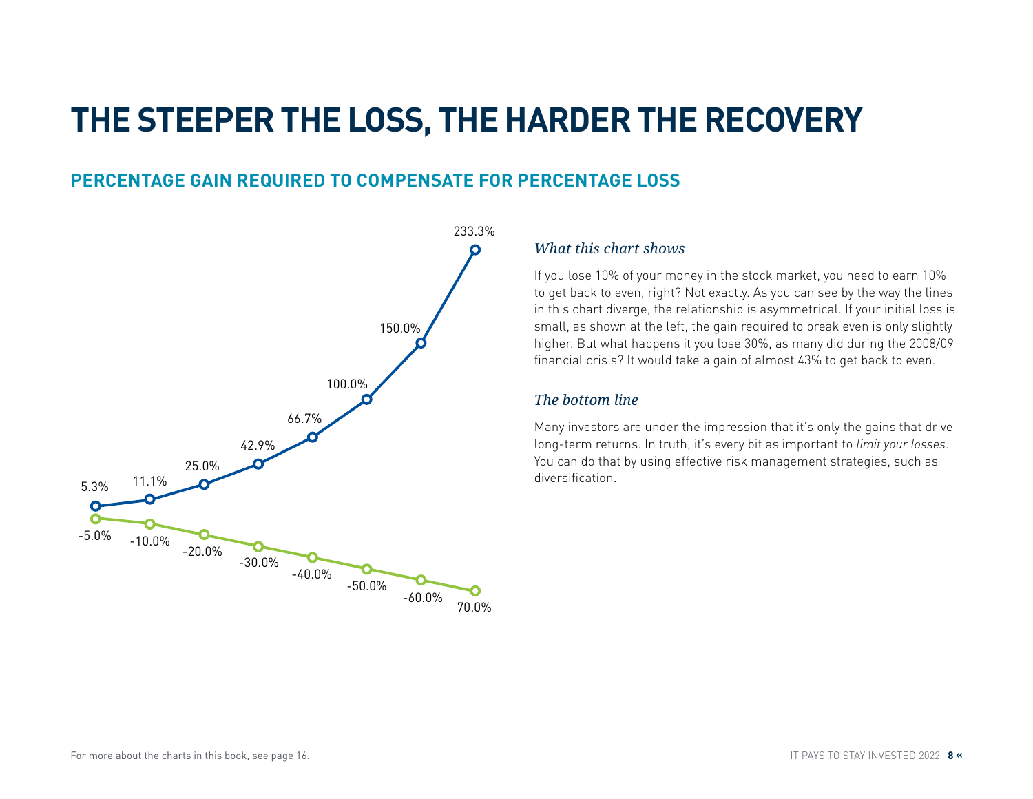# THE STEEPER THE LOSS, THE HARDER THE RECOVERY

## PERCENTAGE GAIN REQUIRED TO COMPENSATE FOR PERCENTAGE LOSS

| Loss | Gain required |
|---|---|
| -5.0% | 5.3% |
| -10.0% | 11.1% |
| -20.0% | 25.0% |
| -30.0% | 42.9% |
| -40.0% | 66.7% |
| -50.0% | 100.0% |
| -60.0% | 150.0% |
| 70.0% | 233.3% |

### *What this chart shows*

If you lose 10% of your money in the stock market, you need to earn 10% to get back to even, right? Not exactly. As you can see by the way the lines in this chart diverge, the relationship is asymmetrical. If your initial loss is small, as shown at the left, the gain required to break even is only slightly higher. But what happens it you lose 30%, as many did during the 2008/09 financial crisis? It would take a gain of almost 43% to get back to even.

### *The bottom line*

Many investors are under the impression that it's only the gains that drive long-term returns. In truth, it's every bit as important to *limit your losses*. You can do that by using effective risk management strategies, such as diversification.

For more about the charts in this book, see page 16.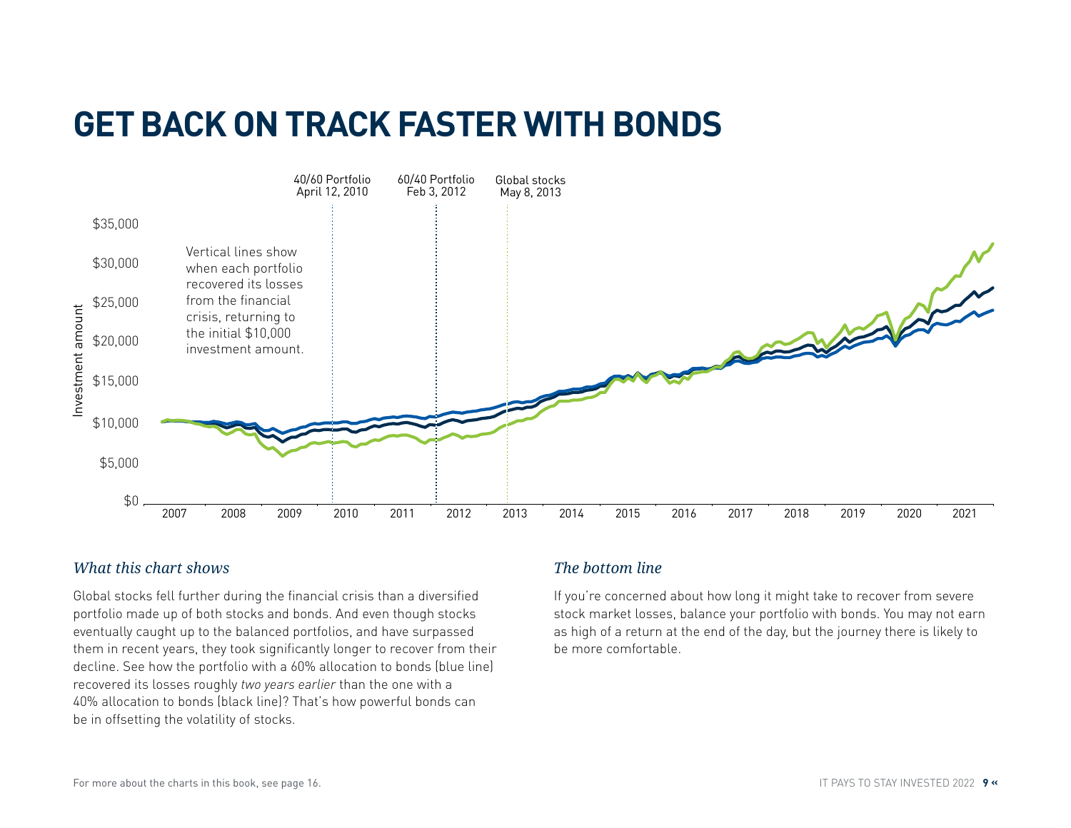# GET BACK ON TRACK FASTER WITH BONDS

40/60 Portfolio April 12, 2010

60/40 Portfolio Feb 3, 2012

Global stocks May 8, 2013

Vertical lines show when each portfolio recovered its losses from the financial crisis, returning to the initial $10,000 investment amount.

### *What this chart shows*

Global stocks fell further during the financial crisis than a diversified portfolio made up of both stocks and bonds. And even though stocks eventually caught up to the balanced portfolios, and have surpassed them in recent years, they took significantly longer to recover from their decline. See how the portfolio with a 60% allocation to bonds (blue line) recovered its losses roughly *two years earlier* than the one with a 40% allocation to bonds (black line)? That's how powerful bonds can be in offsetting the volatility of stocks.

### *The bottom line*

If you're concerned about how long it might take to recover from severe stock market losses, balance your portfolio with bonds. You may not earn as high of a return at the end of the day, but the journey there is likely to be more comfortable.

For more about the charts in this book, see page 16.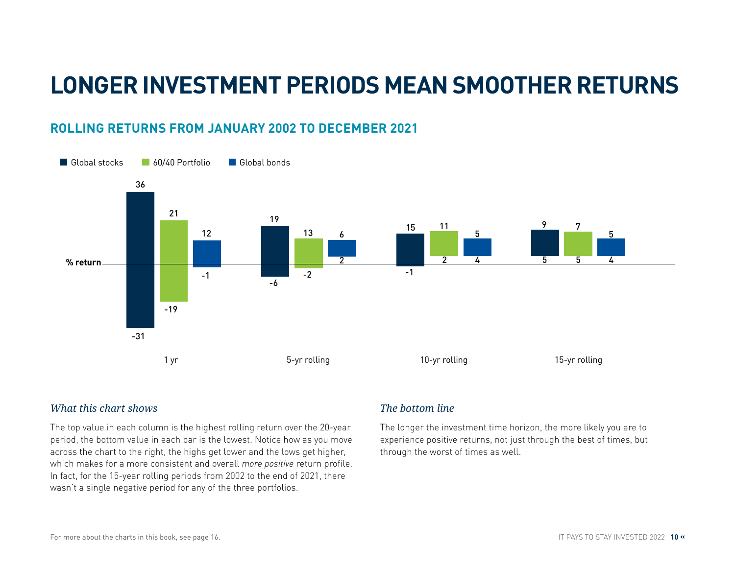# LONGER INVESTMENT PERIODS MEAN SMOOTHER RETURNS

## ROLLING RETURNS FROM JANUARY 2002 TO DECEMBER 2021

% return

| | Global stocks (high) | Global stocks (low) | 60/40 Portfolio (high) | 60/40 Portfolio (low) | Global bonds (high) | Global bonds (low) |
|---|---|---|---|---|---|---|
| 1 yr | 36 | -31 | 21 | -19 | 12 | -1 |
| 5-yr rolling | 19 | -6 | 13 | -2 | 6 | 2 |
| 10-yr rolling | 15 | -1 | 11 | 2 | 5 | 4 |
| 15-yr rolling | 9 | 5 | 7 | 5 | 5 | 4 |

### *What this chart shows*

The top value in each column is the highest rolling return over the 20-year period, the bottom value in each bar is the lowest. Notice how as you move across the chart to the right, the highs get lower and the lows get higher, which makes for a more consistent and overall *more positive* return profile. In fact, for the 15-year rolling periods from 2002 to the end of 2021, there wasn't a single negative period for any of the three portfolios.

### *The bottom line*

The longer the investment time horizon, the more likely you are to experience positive returns, not just through the best of times, but through the worst of times as well.

For more about the charts in this book, see page 16.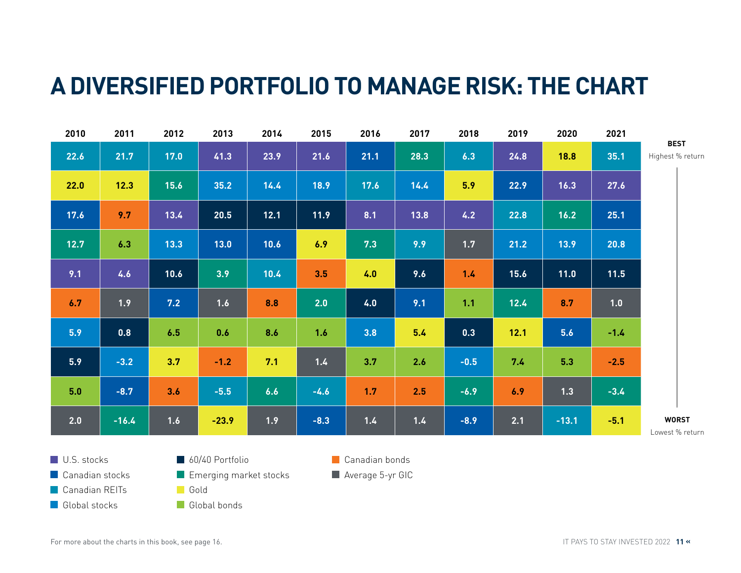# A DIVERSIFIED PORTFOLIO TO MANAGE RISK: THE CHART

| 2010 | 2011 | 2012 | 2013 | 2014 | 2015 | 2016 | 2017 | 2018 | 2019 | 2020 | 2021 |
|---|---|---|---|---|---|---|---|---|---|---|---|
| 22.6 | 21.7 | 17.0 | 41.3 | 23.9 | 21.6 | 21.1 | 28.3 | 6.3 | 24.8 | 18.8 | 35.1 |
| 22.0 | 12.3 | 15.6 | 35.2 | 14.4 | 18.9 | 17.6 | 14.4 | 5.9 | 22.9 | 16.3 | 27.6 |
| 17.6 | 9.7 | 13.4 | 20.5 | 12.1 | 11.9 | 8.1 | 13.8 | 4.2 | 22.8 | 16.2 | 25.1 |
| 12.7 | 6.3 | 13.3 | 13.0 | 10.6 | 6.9 | 7.3 | 9.9 | 1.7 | 21.2 | 13.9 | 20.8 |
| 9.1 | 4.6 | 10.6 | 3.9 | 10.4 | 3.5 | 4.0 | 9.6 | 1.4 | 15.6 | 11.0 | 11.5 |
| 6.7 | 1.9 | 7.2 | 1.6 | 8.8 | 2.0 | 4.0 | 9.1 | 1.1 | 12.4 | 8.7 | 1.0 |
| 5.9 | 0.8 | 6.5 | 0.6 | 8.6 | 1.6 | 3.8 | 5.4 | 0.3 | 12.1 | 5.6 | -1.4 |
| 5.9 | -3.2 | 3.7 | -1.2 | 7.1 | 1.4 | 3.7 | 2.6 | -0.5 | 7.4 | 5.3 | -2.5 |
| 5.0 | -8.7 | 3.6 | -5.5 | 6.6 | -4.6 | 1.7 | 2.5 | -6.9 | 6.9 | 1.3 | -3.4 |
| 2.0 | -16.4 | 1.6 | -23.9 | 1.9 | -8.3 | 1.4 | 1.4 | -8.9 | 2.1 | -13.1 | -5.1 |

**BEST** Highest % return

**WORST** Lowest % return

- U.S. stocks
- Canadian stocks
- Canadian REITs
- Global stocks
- 60/40 Portfolio
- Emerging market stocks
- Gold
- Global bonds
- Canadian bonds
- Average 5-yr GIC

For more about the charts in this book, see page 16.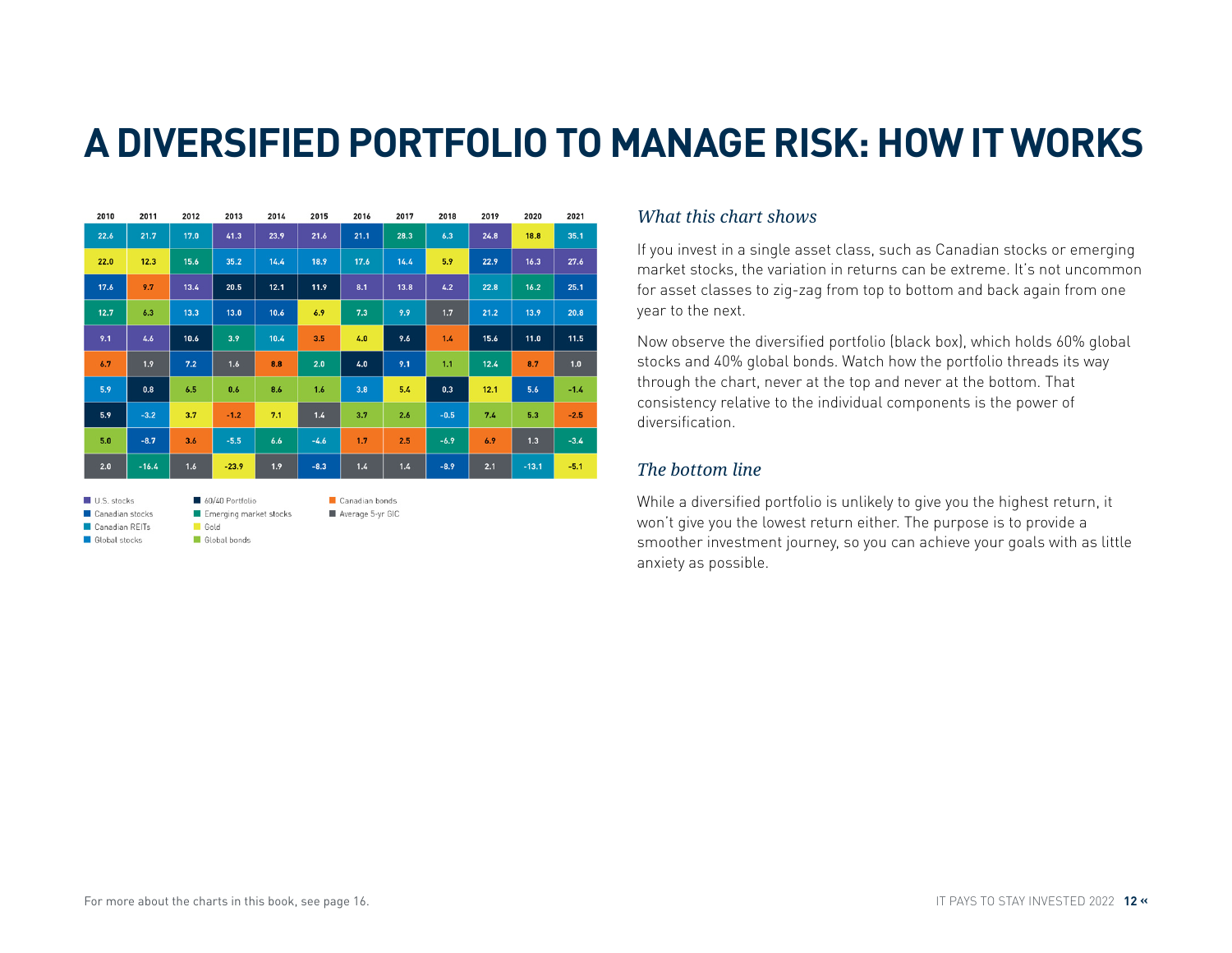# A DIVERSIFIED PORTFOLIO TO MANAGE RISK: HOW IT WORKS

| 2010 | 2011 | 2012 | 2013 | 2014 | 2015 | 2016 | 2017 | 2018 | 2019 | 2020 | 2021 |
|---|---|---|---|---|---|---|---|---|---|---|---|
| 22.6 | 21.7 | 17.0 | 41.3 | 23.9 | 21.6 | 21.1 | 28.3 | 6.3 | 24.8 | 18.8 | 35.1 |
| 22.0 | 12.3 | 15.6 | 35.2 | 14.4 | 18.9 | 17.6 | 14.4 | 5.9 | 22.9 | 16.3 | 27.6 |
| 17.6 | 9.7 | 13.4 | 20.5 | 12.1 | 11.9 | 8.1 | 13.8 | 4.2 | 22.8 | 16.2 | 25.1 |
| 12.7 | 6.3 | 13.3 | 13.0 | 10.6 | 6.9 | 7.3 | 9.9 | 1.7 | 21.2 | 13.9 | 20.8 |
| 9.1 | 4.6 | 10.6 | 3.9 | 10.4 | 3.5 | 4.0 | 9.6 | 1.4 | 15.6 | 11.0 | 11.5 |
| 6.7 | 1.9 | 7.2 | 1.6 | 8.8 | 2.0 | 4.0 | 9.1 | 1.1 | 12.4 | 8.7 | 1.0 |
| 5.9 | 0.8 | 6.5 | 0.6 | 8.6 | 1.6 | 3.8 | 5.4 | 0.3 | 12.1 | 5.6 | -1.4 |
| 5.9 | -3.2 | 3.7 | -1.2 | 7.1 | 1.4 | 3.7 | 2.6 | -0.5 | 7.4 | 5.3 | -2.5 |
| 5.0 | -8.7 | 3.6 | -5.5 | 6.6 | -4.6 | 1.7 | 2.5 | -6.9 | 6.9 | 1.3 | -3.4 |
| 2.0 | -16.4 | 1.6 | -23.9 | 1.9 | -8.3 | 1.4 | 1.4 | -8.9 | 2.1 | -13.1 | -5.1 |

- U.S. stocks
- Canadian stocks
- Canadian REITs
- Global stocks
- 60/40 Portfolio
- Emerging market stocks
- Gold
- Global bonds
- Canadian bonds
- Average 5-yr GIC

### *What this chart shows*

If you invest in a single asset class, such as Canadian stocks or emerging market stocks, the variation in returns can be extreme. It's not uncommon for asset classes to zig-zag from top to bottom and back again from one year to the next.

Now observe the diversified portfolio (black box), which holds 60% global stocks and 40% global bonds. Watch how the portfolio threads its way through the chart, never at the top and never at the bottom. That consistency relative to the individual components is the power of diversification.

### *The bottom line*

While a diversified portfolio is unlikely to give you the highest return, it won't give you the lowest return either. The purpose is to provide a smoother investment journey, so you can achieve your goals with as little anxiety as possible.

For more about the charts in this book, see page 16.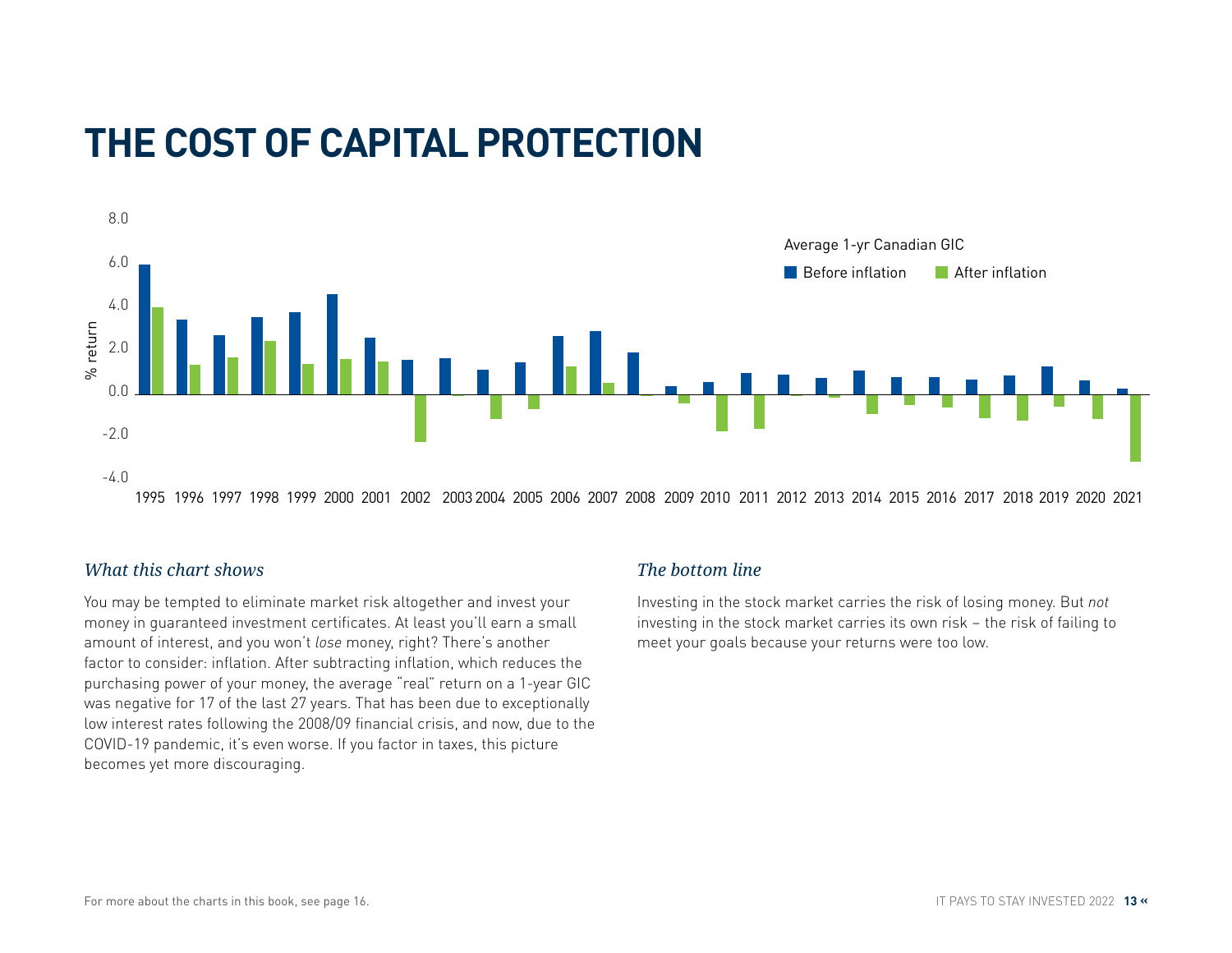# THE COST OF CAPITAL PROTECTION

Average 1-yr Canadian GIC

Before inflation | After inflation

% return

### *What this chart shows*

You may be tempted to eliminate market risk altogether and invest your money in guaranteed investment certificates. At least you'll earn a small amount of interest, and you won't *lose* money, right? There's another factor to consider: inflation. After subtracting inflation, which reduces the purchasing power of your money, the average "real" return on a 1-year GIC was negative for 17 of the last 27 years. That has been due to exceptionally low interest rates following the 2008/09 financial crisis, and now, due to the COVID-19 pandemic, it's even worse. If you factor in taxes, this picture becomes yet more discouraging.

### *The bottom line*

Investing in the stock market carries the risk of losing money. But *not* investing in the stock market carries its own risk – the risk of failing to meet your goals because your returns were too low.

For more about the charts in this book, see page 16.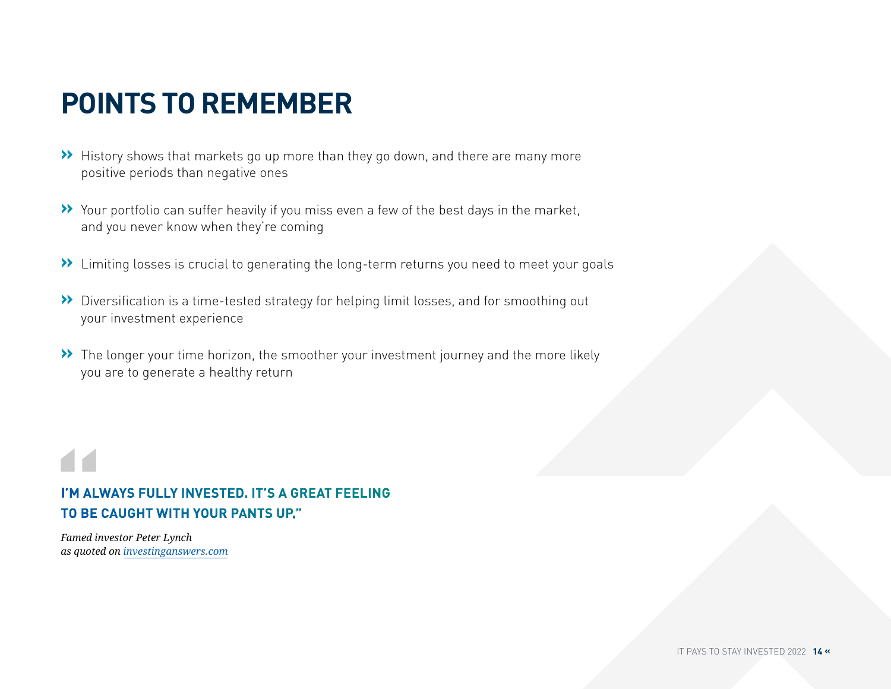# POINTS TO REMEMBER

- History shows that markets go up more than they go down, and there are many more positive periods than negative ones
- Your portfolio can suffer heavily if you miss even a few of the best days in the market, and you never know when they're coming
- Limiting losses is crucial to generating the long-term returns you need to meet your goals
- Diversification is a time-tested strategy for helping limit losses, and for smoothing out your investment experience
- The longer your time horizon, the smoother your investment journey and the more likely you are to generate a healthy return

> **I'M ALWAYS FULLY INVESTED. IT'S A GREAT FEELING TO BE CAUGHT WITH YOUR PANTS UP."**
>
> *Famed investor Peter Lynch*
> *as quoted on [investinganswers.com](investinganswers.com)*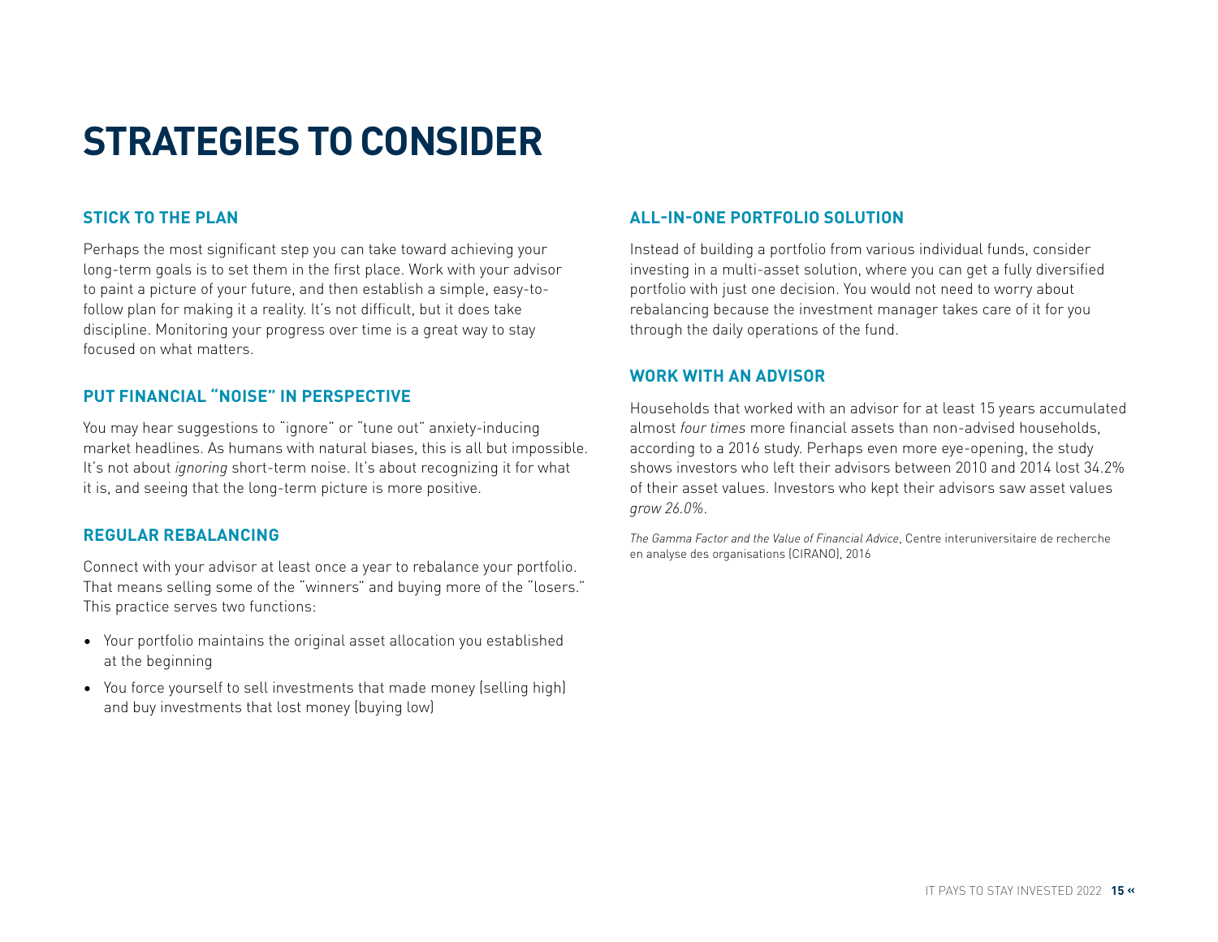# STRATEGIES TO CONSIDER

## STICK TO THE PLAN

Perhaps the most significant step you can take toward achieving your long-term goals is to set them in the first place. Work with your advisor to paint a picture of your future, and then establish a simple, easy-to-follow plan for making it a reality. It's not difficult, but it does take discipline. Monitoring your progress over time is a great way to stay focused on what matters.

## PUT FINANCIAL "NOISE" IN PERSPECTIVE

You may hear suggestions to "ignore" or "tune out" anxiety-inducing market headlines. As humans with natural biases, this is all but impossible. It's not about *ignoring* short-term noise. It's about recognizing it for what it is, and seeing that the long-term picture is more positive.

## REGULAR REBALANCING

Connect with your advisor at least once a year to rebalance your portfolio. That means selling some of the "winners" and buying more of the "losers." This practice serves two functions:

- Your portfolio maintains the original asset allocation you established at the beginning
- You force yourself to sell investments that made money (selling high) and buy investments that lost money (buying low)

## ALL-IN-ONE PORTFOLIO SOLUTION

Instead of building a portfolio from various individual funds, consider investing in a multi-asset solution, where you can get a fully diversified portfolio with just one decision. You would not need to worry about rebalancing because the investment manager takes care of it for you through the daily operations of the fund.

## WORK WITH AN ADVISOR

Households that worked with an advisor for at least 15 years accumulated almost *four times* more financial assets than non-advised households, according to a 2016 study. Perhaps even more eye-opening, the study shows investors who left their advisors between 2010 and 2014 lost 34.2% of their asset values. Investors who kept their advisors saw asset values *grow 26.0%*.

*The Gamma Factor and the Value of Financial Advice*, Centre interuniversitaire de recherche en analyse des organisations (CIRANO), 2016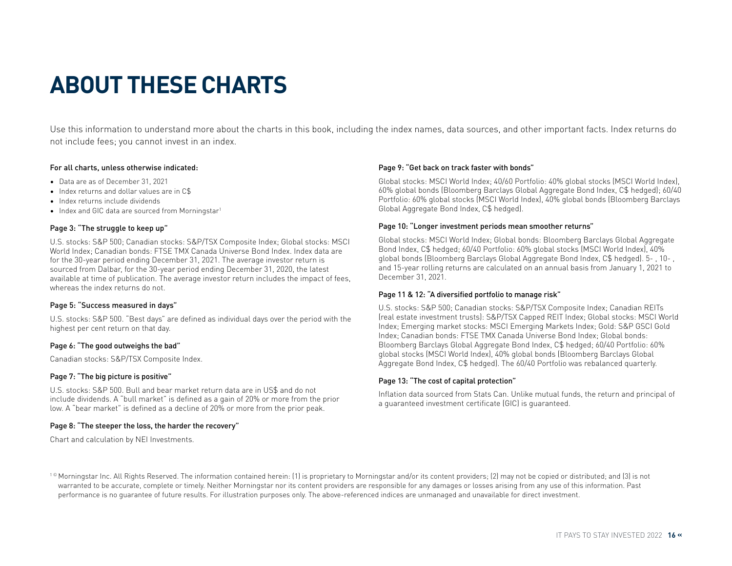# ABOUT THESE CHARTS

Use this information to understand more about the charts in this book, including the index names, data sources, and other important facts. Index returns do not include fees; you cannot invest in an index.

#### For all charts, unless otherwise indicated:

- Data are as of December 31, 2021
- Index returns and dollar values are in C$
- Index returns include dividends
- Index and GIC data are sourced from Morningstar[1]

#### Page 3: "The struggle to keep up"

U.S. stocks: S&P 500; Canadian stocks: S&P/TSX Composite Index; Global stocks: MSCI World Index; Canadian bonds: FTSE TMX Canada Universe Bond Index. Index data are for the 30-year period ending December 31, 2021. The average investor return is sourced from Dalbar, for the 30-year period ending December 31, 2020, the latest available at time of publication. The average investor return includes the impact of fees, whereas the index returns do not.

#### Page 5: "Success measured in days"

U.S. stocks: S&P 500. "Best days" are defined as individual days over the period with the highest per cent return on that day.

#### Page 6: "The good outweighs the bad"

Canadian stocks: S&P/TSX Composite Index.

#### Page 7: "The big picture is positive"

U.S. stocks: S&P 500. Bull and bear market return data are in US$ and do not include dividends. A "bull market" is defined as a gain of 20% or more from the prior low. A "bear market" is defined as a decline of 20% or more from the prior peak.

#### Page 8: "The steeper the loss, the harder the recovery"

Chart and calculation by NEI Investments.

#### Page 9: "Get back on track faster with bonds"

Global stocks: MSCI World Index; 40/60 Portfolio: 40% global stocks (MSCI World Index), 60% global bonds (Bloomberg Barclays Global Aggregate Bond Index, C$ hedged); 60/40 Portfolio: 60% global stocks (MSCI World Index), 40% global bonds (Bloomberg Barclays Global Aggregate Bond Index, C$ hedged).

#### Page 10: "Longer investment periods mean smoother returns"

Global stocks: MSCI World Index; Global bonds: Bloomberg Barclays Global Aggregate Bond Index, C$ hedged; 60/40 Portfolio: 60% global stocks (MSCI World Index), 40% global bonds (Bloomberg Barclays Global Aggregate Bond Index, C$ hedged). 5- , 10- , and 15-year rolling returns are calculated on an annual basis from January 1, 2021 to December 31, 2021.

#### Page 11 & 12: "A diversified portfolio to manage risk"

U.S. stocks: S&P 500; Canadian stocks: S&P/TSX Composite Index; Canadian REITs (real estate investment trusts): S&P/TSX Capped REIT Index; Global stocks: MSCI World Index; Emerging market stocks: MSCI Emerging Markets Index; Gold: S&P GSCI Gold Index; Canadian bonds: FTSE TMX Canada Universe Bond Index; Global bonds: Bloomberg Barclays Global Aggregate Bond Index, C$ hedged; 60/40 Portfolio: 60% global stocks (MSCI World Index), 40% global bonds (Bloomberg Barclays Global Aggregate Bond Index, C$ hedged). The 60/40 Portfolio was rebalanced quarterly.

#### Page 13: "The cost of capital protection"

Inflation data sourced from Stats Can. Unlike mutual funds, the return and principal of a guaranteed investment certificate (GIC) is guaranteed.

[1] © Morningstar Inc. All Rights Reserved. The information contained herein: (1) is proprietary to Morningstar and/or its content providers; (2) may not be copied or distributed; and (3) is not warranted to be accurate, complete or timely. Neither Morningstar nor its content providers are responsible for any damages or losses arising from any use of this information. Past performance is no guarantee of future results. For illustration purposes only. The above-referenced indices are unmanaged and unavailable for direct investment.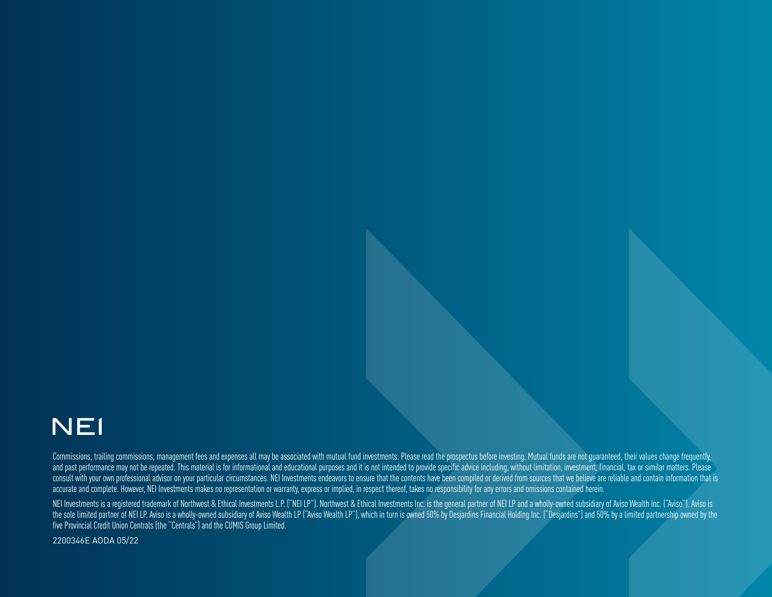NEI

Commissions, trailing commissions, management fees and expenses all may be associated with mutual fund investments. Please read the prospectus before investing. Mutual funds are not guaranteed, their values change frequently, and past performance may not be repeated. This material is for informational and educational purposes and it is not intended to provide specific advice including, without limitation, investment, financial, tax or similar matters. Please consult with your own professional advisor on your particular circumstances. NEI Investments endeavors to ensure that the contents have been compiled or derived from sources that we believe are reliable and contain information that is accurate and complete. However, NEI Investments makes no representation or warranty, express or implied, in respect thereof, takes no responsibility for any errors and omissions contained herein.

NEI Investments is a registered trademark of Northwest & Ethical Investments L.P. ("NEI LP"). Northwest & Ethical Investments Inc. is the general partner of NEI LP and a wholly-owned subsidiary of Aviso Wealth Inc. ("Aviso"). Aviso is the sole limited partner of NEI LP. Aviso is a wholly-owned subsidiary of Aviso Wealth LP ("Aviso Wealth LP"), which in turn is owned 50% by Desjardins Financial Holding Inc. ("Desjardins") and 50% by a limited partnership owned by the five Provincial Credit Union Centrals (the "Centrals") and the CUMIS Group Limited.

2200346E AODA 05/22